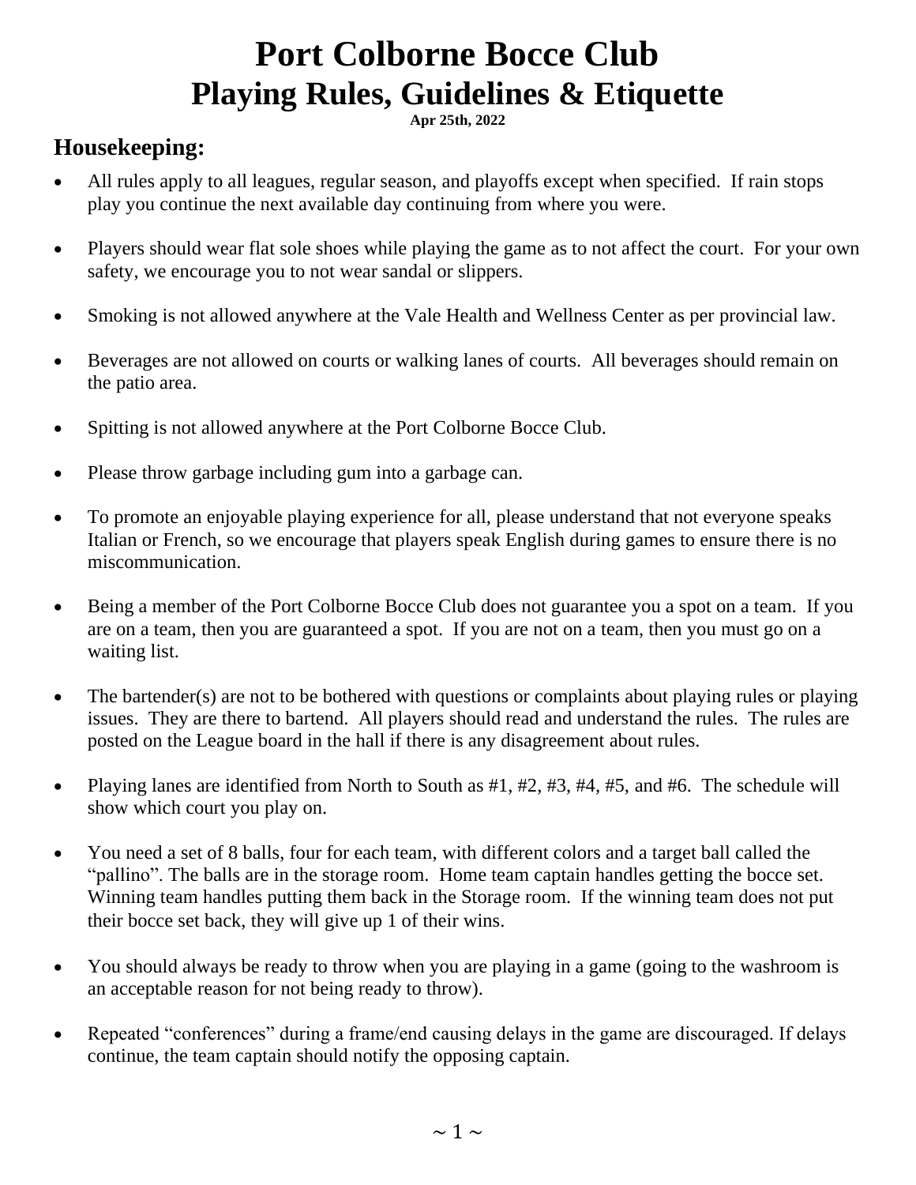# Port Colborne Bocce Club
# Playing Rules, Guidelines & Etiquette

**Apr 25th, 2022**

## Housekeeping:

- All rules apply to all leagues, regular season, and playoffs except when specified. If rain stops play you continue the next available day continuing from where you were.
- Players should wear flat sole shoes while playing the game as to not affect the court. For your own safety, we encourage you to not wear sandal or slippers.
- Smoking is not allowed anywhere at the Vale Health and Wellness Center as per provincial law.
- Beverages are not allowed on courts or walking lanes of courts. All beverages should remain on the patio area.
- Spitting is not allowed anywhere at the Port Colborne Bocce Club.
- Please throw garbage including gum into a garbage can.
- To promote an enjoyable playing experience for all, please understand that not everyone speaks Italian or French, so we encourage that players speak English during games to ensure there is no miscommunication.
- Being a member of the Port Colborne Bocce Club does not guarantee you a spot on a team. If you are on a team, then you are guaranteed a spot. If you are not on a team, then you must go on a waiting list.
- The bartender(s) are not to be bothered with questions or complaints about playing rules or playing issues. They are there to bartend. All players should read and understand the rules. The rules are posted on the League board in the hall if there is any disagreement about rules.
- Playing lanes are identified from North to South as #1, #2, #3, #4, #5, and #6. The schedule will show which court you play on.
- You need a set of 8 balls, four for each team, with different colors and a target ball called the "pallino". The balls are in the storage room. Home team captain handles getting the bocce set. Winning team handles putting them back in the Storage room. If the winning team does not put their bocce set back, they will give up 1 of their wins.
- You should always be ready to throw when you are playing in a game (going to the washroom is an acceptable reason for not being ready to throw).
- Repeated "conferences" during a frame/end causing delays in the game are discouraged. If delays continue, the team captain should notify the opposing captain.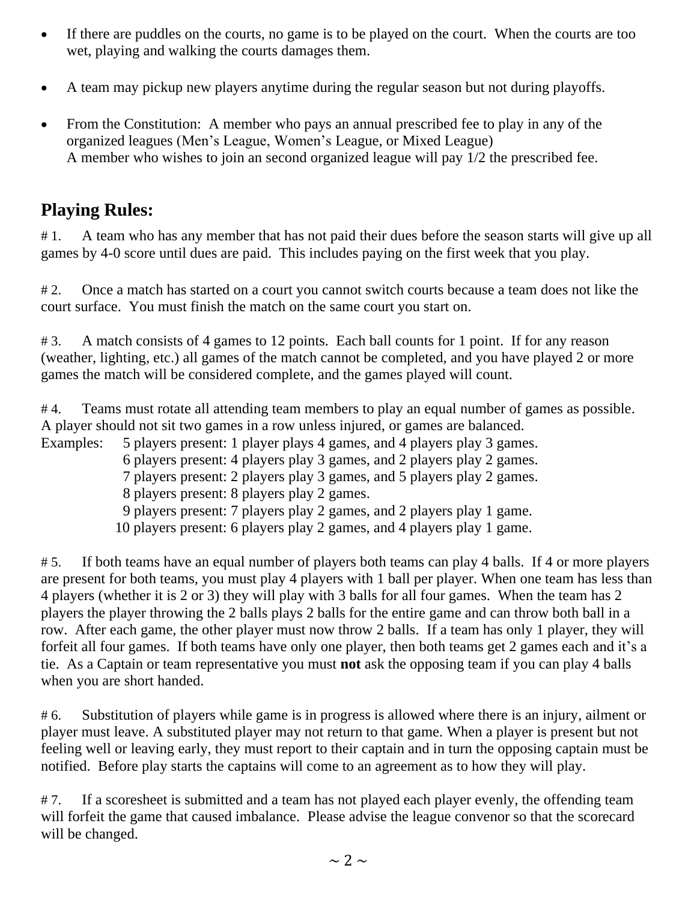- If there are puddles on the courts, no game is to be played on the court. When the courts are too wet, playing and walking the courts damages them.

- A team may pickup new players anytime during the regular season but not during playoffs.

- From the Constitution: A member who pays an annual prescribed fee to play in any of the organized leagues (Men's League, Women's League, or Mixed League)
  A member who wishes to join an second organized league will pay 1/2 the prescribed fee.

## Playing Rules:

# 1. A team who has any member that has not paid their dues before the season starts will give up all games by 4-0 score until dues are paid. This includes paying on the first week that you play.

# 2. Once a match has started on a court you cannot switch courts because a team does not like the court surface. You must finish the match on the same court you start on.

# 3. A match consists of 4 games to 12 points. Each ball counts for 1 point. If for any reason (weather, lighting, etc.) all games of the match cannot be completed, and you have played 2 or more games the match will be considered complete, and the games played will count.

# 4. Teams must rotate all attending team members to play an equal number of games as possible. A player should not sit two games in a row unless injured, or games are balanced.

Examples:
- 5 players present: 1 player plays 4 games, and 4 players play 3 games.
- 6 players present: 4 players play 3 games, and 2 players play 2 games.
- 7 players present: 2 players play 3 games, and 5 players play 2 games.
- 8 players present: 8 players play 2 games.
- 9 players present: 7 players play 2 games, and 2 players play 1 game.
- 10 players present: 6 players play 2 games, and 4 players play 1 game.

# 5. If both teams have an equal number of players both teams can play 4 balls. If 4 or more players are present for both teams, you must play 4 players with 1 ball per player. When one team has less than 4 players (whether it is 2 or 3) they will play with 3 balls for all four games. When the team has 2 players the player throwing the 2 balls plays 2 balls for the entire game and can throw both ball in a row. After each game, the other player must now throw 2 balls. If a team has only 1 player, they will forfeit all four games. If both teams have only one player, then both teams get 2 games each and it's a tie. As a Captain or team representative you must **not** ask the opposing team if you can play 4 balls when you are short handed.

# 6. Substitution of players while game is in progress is allowed where there is an injury, ailment or player must leave. A substituted player may not return to that game. When a player is present but not feeling well or leaving early, they must report to their captain and in turn the opposing captain must be notified. Before play starts the captains will come to an agreement as to how they will play.

# 7. If a scoresheet is submitted and a team has not played each player evenly, the offending team will forfeit the game that caused imbalance. Please advise the league convenor so that the scorecard will be changed.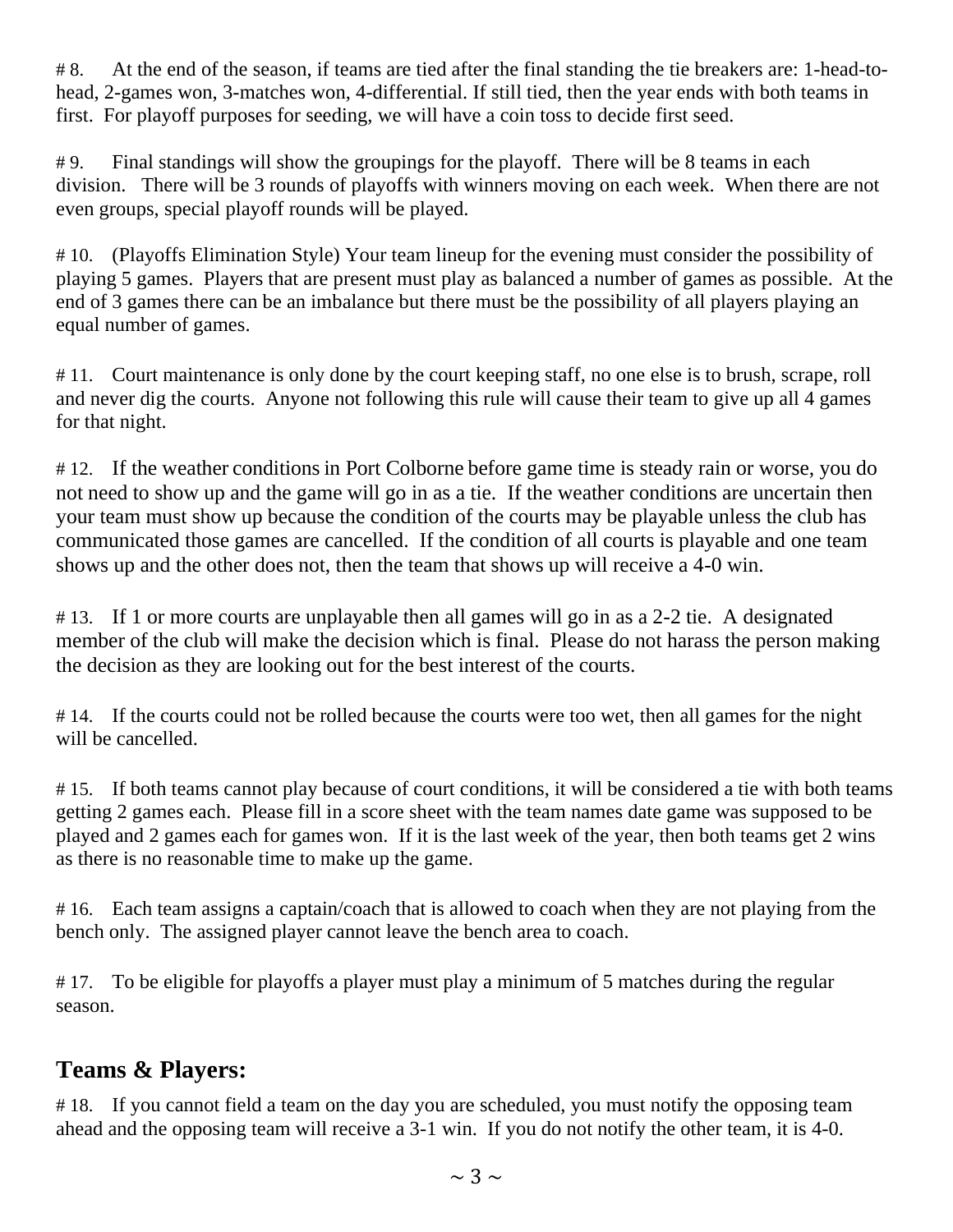# 8. At the end of the season, if teams are tied after the final standing the tie breakers are: 1-head-to-head, 2-games won, 3-matches won, 4-differential. If still tied, then the year ends with both teams in first. For playoff purposes for seeding, we will have a coin toss to decide first seed.

# 9. Final standings will show the groupings for the playoff. There will be 8 teams in each division. There will be 3 rounds of playoffs with winners moving on each week. When there are not even groups, special playoff rounds will be played.

# 10. (Playoffs Elimination Style) Your team lineup for the evening must consider the possibility of playing 5 games. Players that are present must play as balanced a number of games as possible. At the end of 3 games there can be an imbalance but there must be the possibility of all players playing an equal number of games.

# 11. Court maintenance is only done by the court keeping staff, no one else is to brush, scrape, roll and never dig the courts. Anyone not following this rule will cause their team to give up all 4 games for that night.

# 12. If the weather conditions in Port Colborne before game time is steady rain or worse, you do not need to show up and the game will go in as a tie. If the weather conditions are uncertain then your team must show up because the condition of the courts may be playable unless the club has communicated those games are cancelled. If the condition of all courts is playable and one team shows up and the other does not, then the team that shows up will receive a 4-0 win.

# 13. If 1 or more courts are unplayable then all games will go in as a 2-2 tie. A designated member of the club will make the decision which is final. Please do not harass the person making the decision as they are looking out for the best interest of the courts.

# 14. If the courts could not be rolled because the courts were too wet, then all games for the night will be cancelled.

# 15. If both teams cannot play because of court conditions, it will be considered a tie with both teams getting 2 games each. Please fill in a score sheet with the team names date game was supposed to be played and 2 games each for games won. If it is the last week of the year, then both teams get 2 wins as there is no reasonable time to make up the game.

# 16. Each team assigns a captain/coach that is allowed to coach when they are not playing from the bench only. The assigned player cannot leave the bench area to coach.

# 17. To be eligible for playoffs a player must play a minimum of 5 matches during the regular season.

## Teams & Players:

# 18. If you cannot field a team on the day you are scheduled, you must notify the opposing team ahead and the opposing team will receive a 3-1 win. If you do not notify the other team, it is 4-0.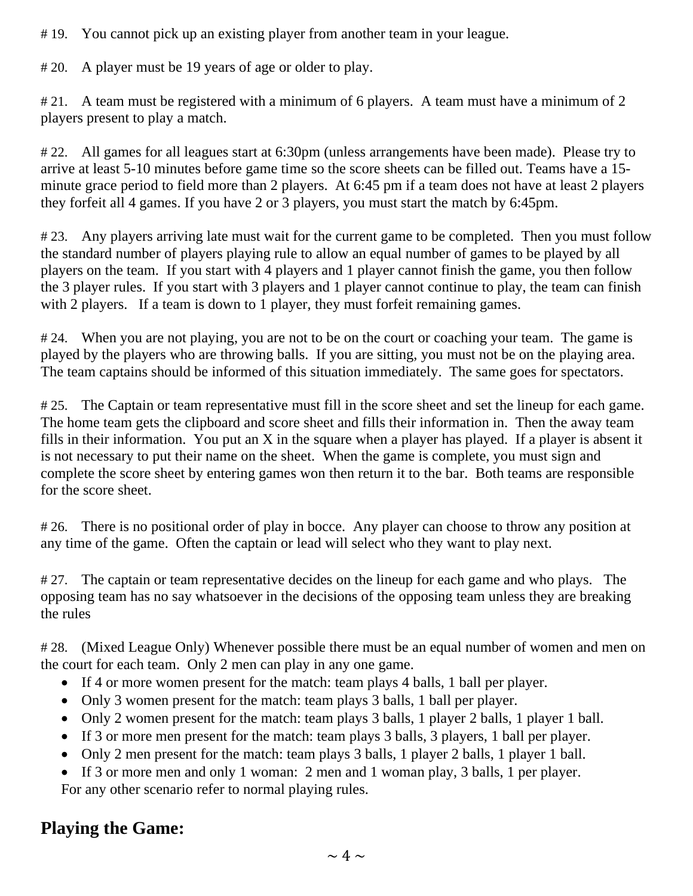# 19. You cannot pick up an existing player from another team in your league.

# 20. A player must be 19 years of age or older to play.

# 21. A team must be registered with a minimum of 6 players. A team must have a minimum of 2 players present to play a match.

# 22. All games for all leagues start at 6:30pm (unless arrangements have been made). Please try to arrive at least 5-10 minutes before game time so the score sheets can be filled out. Teams have a 15-minute grace period to field more than 2 players. At 6:45 pm if a team does not have at least 2 players they forfeit all 4 games. If you have 2 or 3 players, you must start the match by 6:45pm.

# 23. Any players arriving late must wait for the current game to be completed. Then you must follow the standard number of players playing rule to allow an equal number of games to be played by all players on the team. If you start with 4 players and 1 player cannot finish the game, you then follow the 3 player rules. If you start with 3 players and 1 player cannot continue to play, the team can finish with 2 players. If a team is down to 1 player, they must forfeit remaining games.

# 24. When you are not playing, you are not to be on the court or coaching your team. The game is played by the players who are throwing balls. If you are sitting, you must not be on the playing area. The team captains should be informed of this situation immediately. The same goes for spectators.

# 25. The Captain or team representative must fill in the score sheet and set the lineup for each game. The home team gets the clipboard and score sheet and fills their information in. Then the away team fills in their information. You put an X in the square when a player has played. If a player is absent it is not necessary to put their name on the sheet. When the game is complete, you must sign and complete the score sheet by entering games won then return it to the bar. Both teams are responsible for the score sheet.

# 26. There is no positional order of play in bocce. Any player can choose to throw any position at any time of the game. Often the captain or lead will select who they want to play next.

# 27. The captain or team representative decides on the lineup for each game and who plays. The opposing team has no say whatsoever in the decisions of the opposing team unless they are breaking the rules

# 28. (Mixed League Only) Whenever possible there must be an equal number of women and men on the court for each team. Only 2 men can play in any one game.

- If 4 or more women present for the match: team plays 4 balls, 1 ball per player.
- Only 3 women present for the match: team plays 3 balls, 1 ball per player.
- Only 2 women present for the match: team plays 3 balls, 1 player 2 balls, 1 player 1 ball.
- If 3 or more men present for the match: team plays 3 balls, 3 players, 1 ball per player.
- Only 2 men present for the match: team plays 3 balls, 1 player 2 balls, 1 player 1 ball.
- If 3 or more men and only 1 woman: 2 men and 1 woman play, 3 balls, 1 per player.

For any other scenario refer to normal playing rules.

## Playing the Game: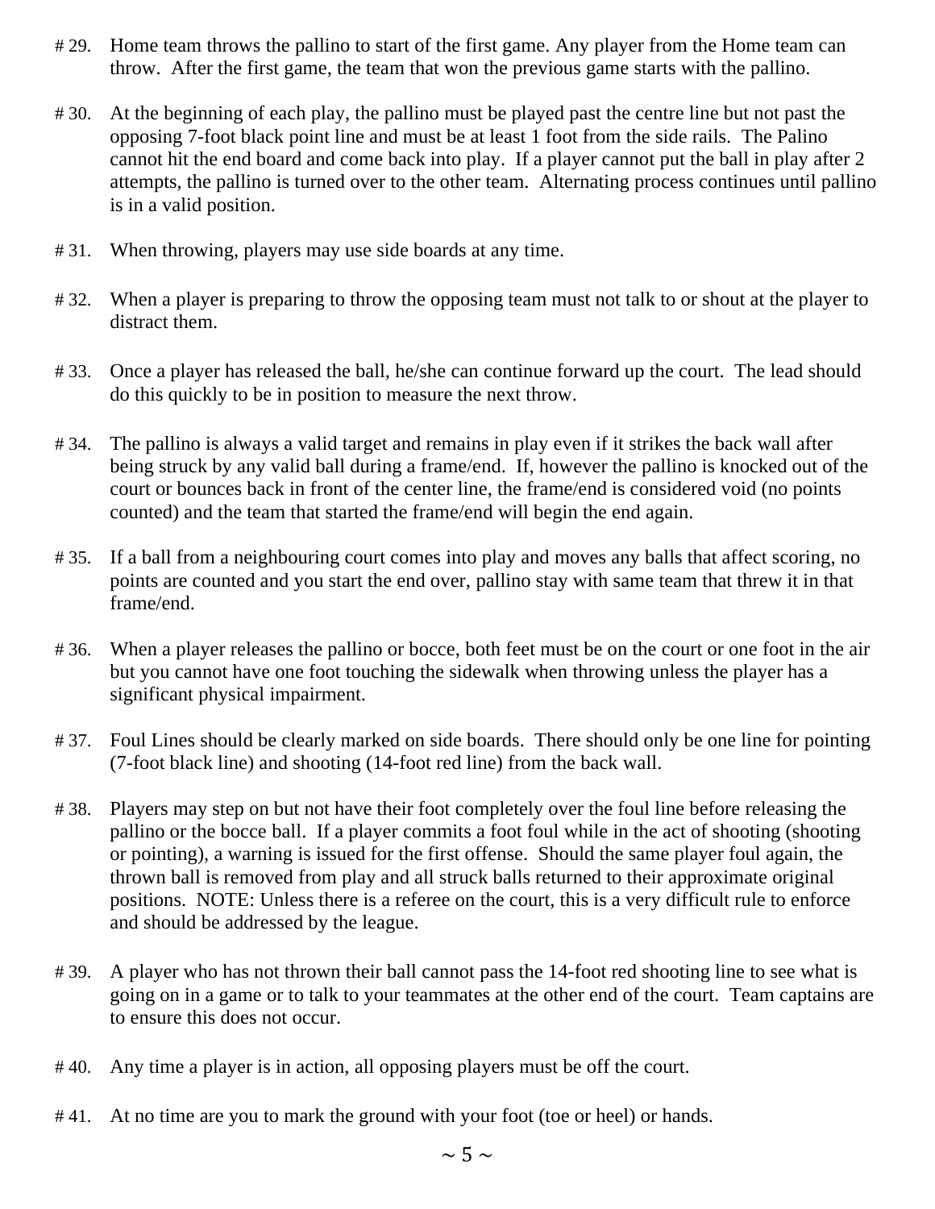# 29. Home team throws the pallino to start of the first game. Any player from the Home team can throw. After the first game, the team that won the previous game starts with the pallino.

# 30. At the beginning of each play, the pallino must be played past the centre line but not past the opposing 7-foot black point line and must be at least 1 foot from the side rails. The Palino cannot hit the end board and come back into play. If a player cannot put the ball in play after 2 attempts, the pallino is turned over to the other team. Alternating process continues until pallino is in a valid position.

# 31. When throwing, players may use side boards at any time.

# 32. When a player is preparing to throw the opposing team must not talk to or shout at the player to distract them.

# 33. Once a player has released the ball, he/she can continue forward up the court. The lead should do this quickly to be in position to measure the next throw.

# 34. The pallino is always a valid target and remains in play even if it strikes the back wall after being struck by any valid ball during a frame/end. If, however the pallino is knocked out of the court or bounces back in front of the center line, the frame/end is considered void (no points counted) and the team that started the frame/end will begin the end again.

# 35. If a ball from a neighbouring court comes into play and moves any balls that affect scoring, no points are counted and you start the end over, pallino stay with same team that threw it in that frame/end.

# 36. When a player releases the pallino or bocce, both feet must be on the court or one foot in the air but you cannot have one foot touching the sidewalk when throwing unless the player has a significant physical impairment.

# 37. Foul Lines should be clearly marked on side boards. There should only be one line for pointing (7-foot black line) and shooting (14-foot red line) from the back wall.

# 38. Players may step on but not have their foot completely over the foul line before releasing the pallino or the bocce ball. If a player commits a foot foul while in the act of shooting (shooting or pointing), a warning is issued for the first offense. Should the same player foul again, the thrown ball is removed from play and all struck balls returned to their approximate original positions. NOTE: Unless there is a referee on the court, this is a very difficult rule to enforce and should be addressed by the league.

# 39. A player who has not thrown their ball cannot pass the 14-foot red shooting line to see what is going on in a game or to talk to your teammates at the other end of the court. Team captains are to ensure this does not occur.

# 40. Any time a player is in action, all opposing players must be off the court.

# 41. At no time are you to mark the ground with your foot (toe or heel) or hands.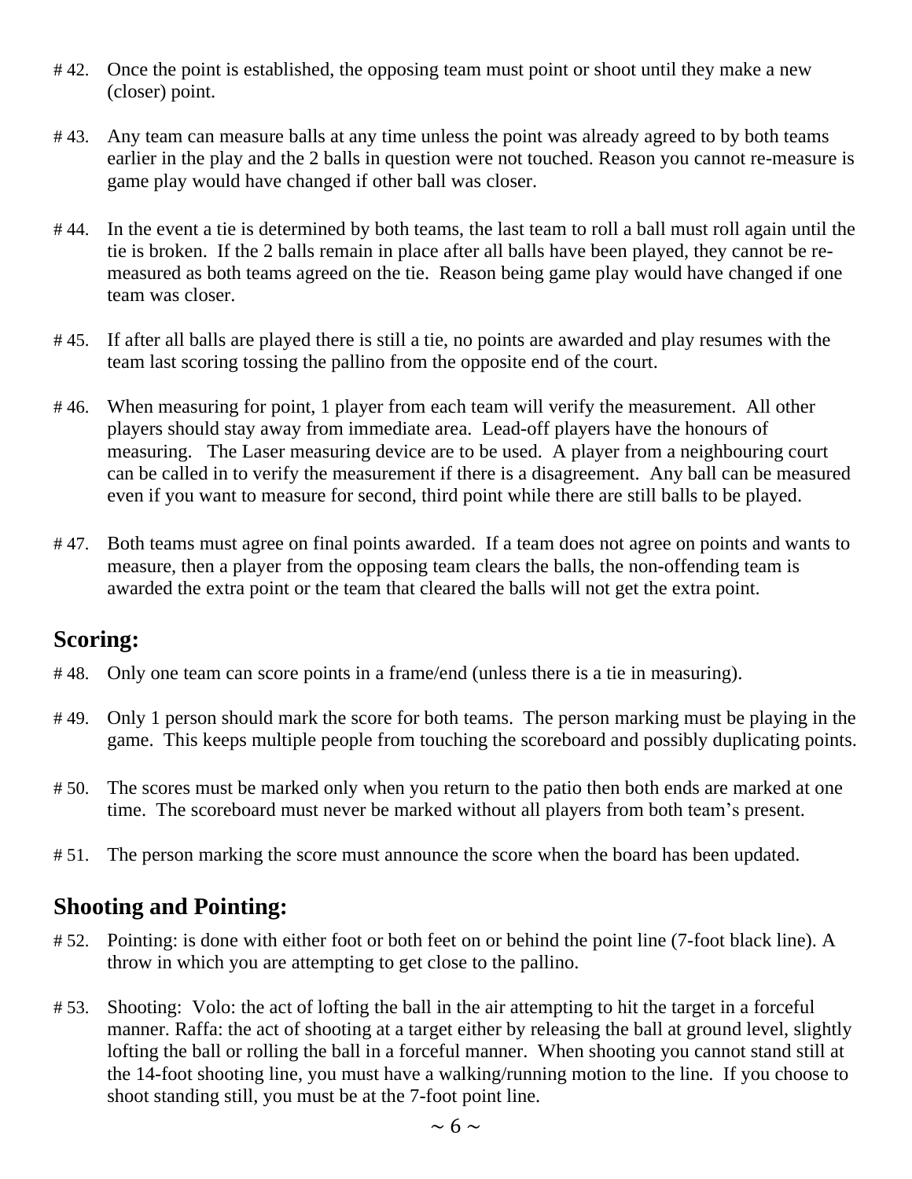# 42. Once the point is established, the opposing team must point or shoot until they make a new (closer) point.

# 43. Any team can measure balls at any time unless the point was already agreed to by both teams earlier in the play and the 2 balls in question were not touched. Reason you cannot re-measure is game play would have changed if other ball was closer.

# 44. In the event a tie is determined by both teams, the last team to roll a ball must roll again until the tie is broken. If the 2 balls remain in place after all balls have been played, they cannot be re-measured as both teams agreed on the tie. Reason being game play would have changed if one team was closer.

# 45. If after all balls are played there is still a tie, no points are awarded and play resumes with the team last scoring tossing the pallino from the opposite end of the court.

# 46. When measuring for point, 1 player from each team will verify the measurement. All other players should stay away from immediate area. Lead-off players have the honours of measuring. The Laser measuring device are to be used. A player from a neighbouring court can be called in to verify the measurement if there is a disagreement. Any ball can be measured even if you want to measure for second, third point while there are still balls to be played.

# 47. Both teams must agree on final points awarded. If a team does not agree on points and wants to measure, then a player from the opposing team clears the balls, the non-offending team is awarded the extra point or the team that cleared the balls will not get the extra point.

## Scoring:

# 48. Only one team can score points in a frame/end (unless there is a tie in measuring).

# 49. Only 1 person should mark the score for both teams. The person marking must be playing in the game. This keeps multiple people from touching the scoreboard and possibly duplicating points.

# 50. The scores must be marked only when you return to the patio then both ends are marked at one time. The scoreboard must never be marked without all players from both team's present.

# 51. The person marking the score must announce the score when the board has been updated.

## Shooting and Pointing:

# 52. Pointing: is done with either foot or both feet on or behind the point line (7-foot black line). A throw in which you are attempting to get close to the pallino.

# 53. Shooting: Volo: the act of lofting the ball in the air attempting to hit the target in a forceful manner. Raffa: the act of shooting at a target either by releasing the ball at ground level, slightly lofting the ball or rolling the ball in a forceful manner. When shooting you cannot stand still at the 14-foot shooting line, you must have a walking/running motion to the line. If you choose to shoot standing still, you must be at the 7-foot point line.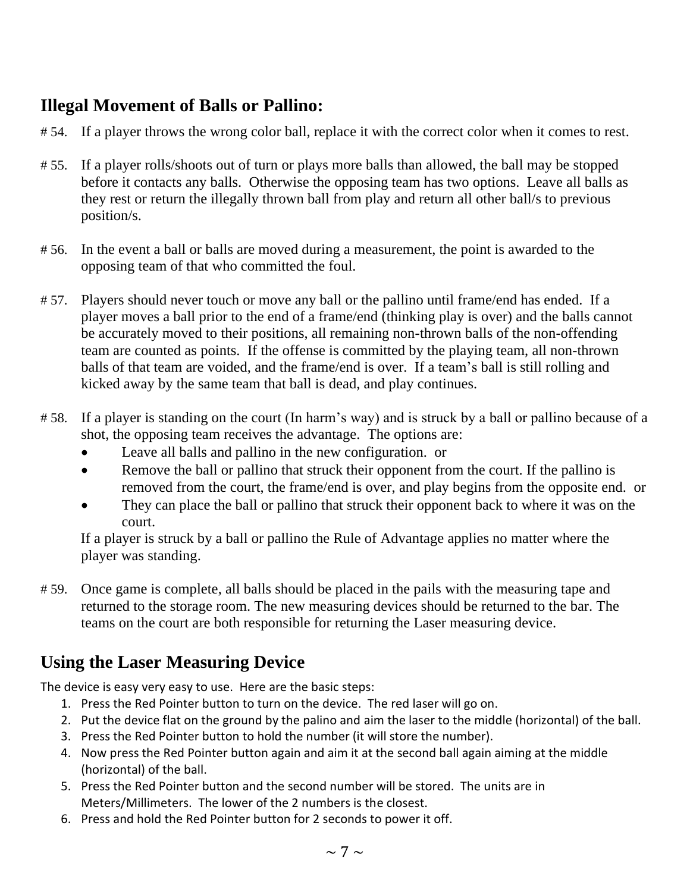## Illegal Movement of Balls or Pallino:

# 54. If a player throws the wrong color ball, replace it with the correct color when it comes to rest.

# 55. If a player rolls/shoots out of turn or plays more balls than allowed, the ball may be stopped before it contacts any balls. Otherwise the opposing team has two options. Leave all balls as they rest or return the illegally thrown ball from play and return all other ball/s to previous position/s.

# 56. In the event a ball or balls are moved during a measurement, the point is awarded to the opposing team of that who committed the foul.

# 57. Players should never touch or move any ball or the pallino until frame/end has ended. If a player moves a ball prior to the end of a frame/end (thinking play is over) and the balls cannot be accurately moved to their positions, all remaining non-thrown balls of the non-offending team are counted as points. If the offense is committed by the playing team, all non-thrown balls of that team are voided, and the frame/end is over. If a team's ball is still rolling and kicked away by the same team that ball is dead, and play continues.

# 58. If a player is standing on the court (In harm's way) and is struck by a ball or pallino because of a shot, the opposing team receives the advantage. The options are:

- Leave all balls and pallino in the new configuration. or
- Remove the ball or pallino that struck their opponent from the court. If the pallino is removed from the court, the frame/end is over, and play begins from the opposite end. or
- They can place the ball or pallino that struck their opponent back to where it was on the court.

If a player is struck by a ball or pallino the Rule of Advantage applies no matter where the player was standing.

# 59. Once game is complete, all balls should be placed in the pails with the measuring tape and returned to the storage room. The new measuring devices should be returned to the bar. The teams on the court are both responsible for returning the Laser measuring device.

## Using the Laser Measuring Device

The device is easy very easy to use. Here are the basic steps:

1. Press the Red Pointer button to turn on the device. The red laser will go on.
2. Put the device flat on the ground by the palino and aim the laser to the middle (horizontal) of the ball.
3. Press the Red Pointer button to hold the number (it will store the number).
4. Now press the Red Pointer button again and aim it at the second ball again aiming at the middle (horizontal) of the ball.
5. Press the Red Pointer button and the second number will be stored. The units are in Meters/Millimeters. The lower of the 2 numbers is the closest.
6. Press and hold the Red Pointer button for 2 seconds to power it off.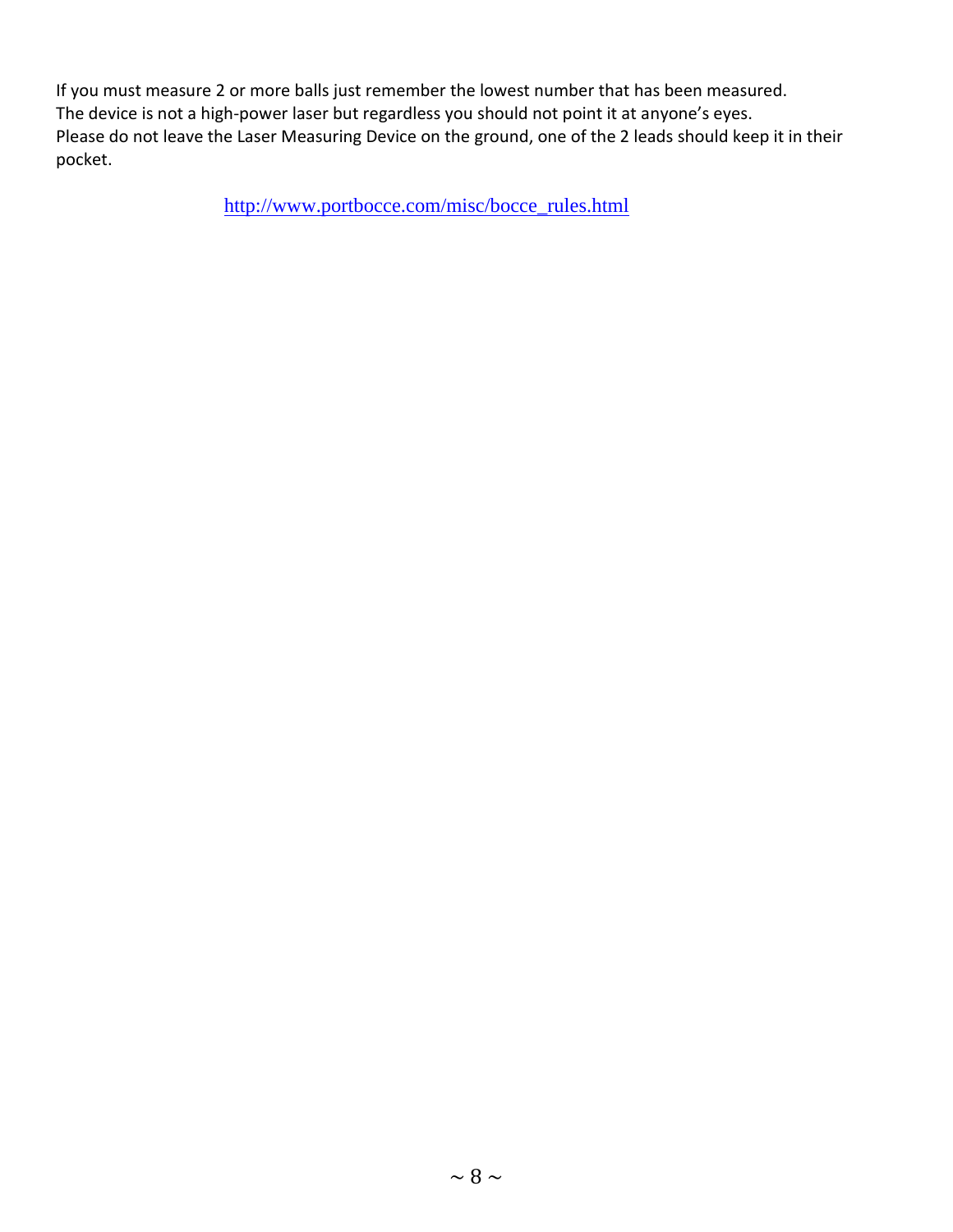If you must measure 2 or more balls just remember the lowest number that has been measured.
The device is not a high-power laser but regardless you should not point it at anyone's eyes.
Please do not leave the Laser Measuring Device on the ground, one of the 2 leads should keep it in their pocket.

http://www.portbocce.com/misc/bocce_rules.html